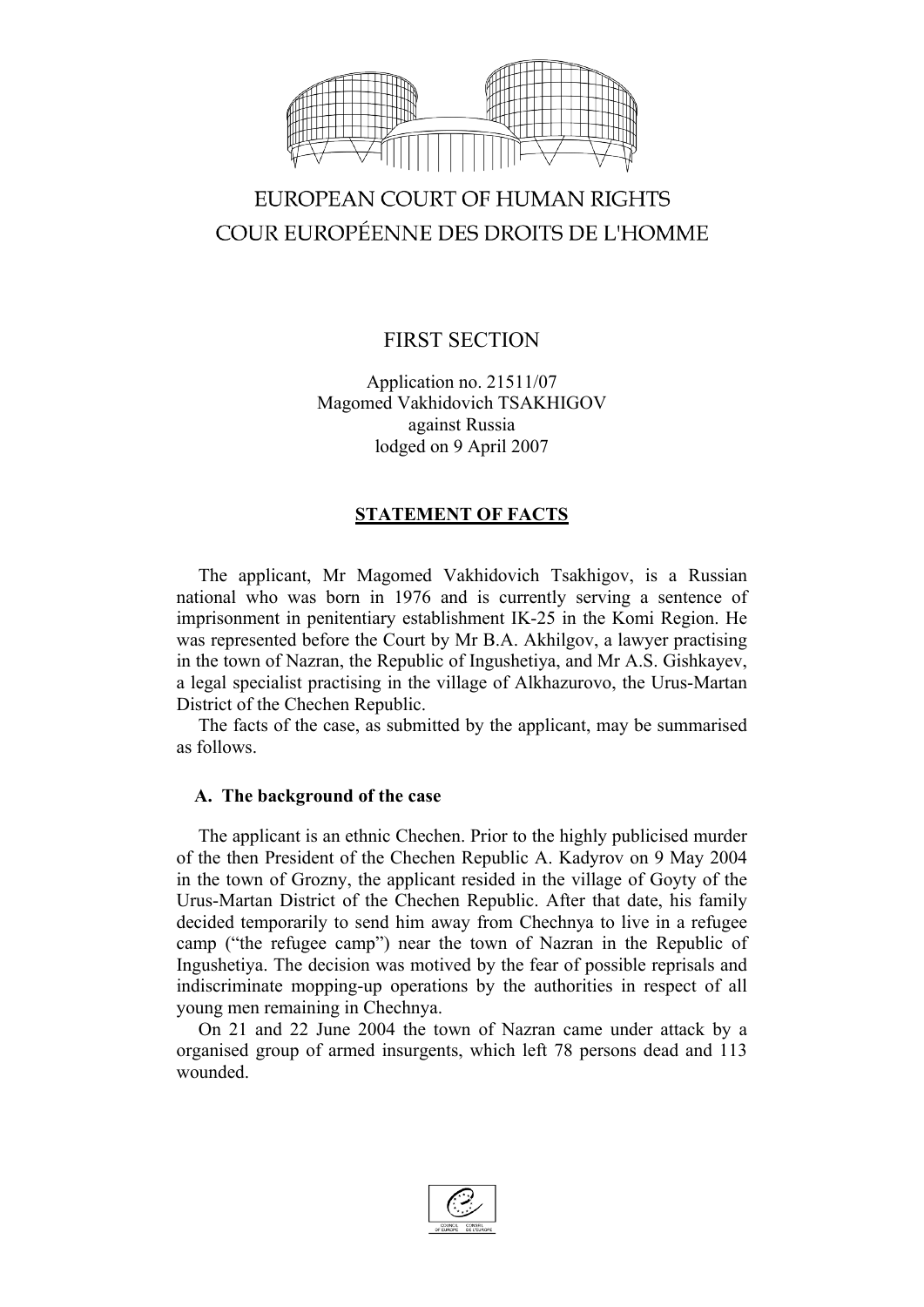EUROPEAN COURT OF HUMAN RIGHTS
COUR EUROPÉENNE DES DROITS DE L'HOMME

FIRST SECTION

Application no. 21511/07
Magomed Vakhidovich TSAKHIGOV
against Russia
lodged on 9 April 2007

## STATEMENT OF FACTS

The applicant, Mr Magomed Vakhidovich Tsakhigov, is a Russian national who was born in 1976 and is currently serving a sentence of imprisonment in penitentiary establishment IK-25 in the Komi Region. He was represented before the Court by Mr B.A. Akhilgov, a lawyer practising in the town of Nazran, the Republic of Ingushetiya, and Mr A.S. Gishkayev, a legal specialist practising in the village of Alkhazurovo, the Urus-Martan District of the Chechen Republic.

The facts of the case, as submitted by the applicant, may be summarised as follows.

### A. The background of the case

The applicant is an ethnic Chechen. Prior to the highly publicised murder of the then President of the Chechen Republic A. Kadyrov on 9 May 2004 in the town of Grozny, the applicant resided in the village of Goyty of the Urus-Martan District of the Chechen Republic. After that date, his family decided temporarily to send him away from Chechnya to live in a refugee camp ("the refugee camp") near the town of Nazran in the Republic of Ingushetiya. The decision was motived by the fear of possible reprisals and indiscriminate mopping-up operations by the authorities in respect of all young men remaining in Chechnya.

On 21 and 22 June 2004 the town of Nazran came under attack by a organised group of armed insurgents, which left 78 persons dead and 113 wounded.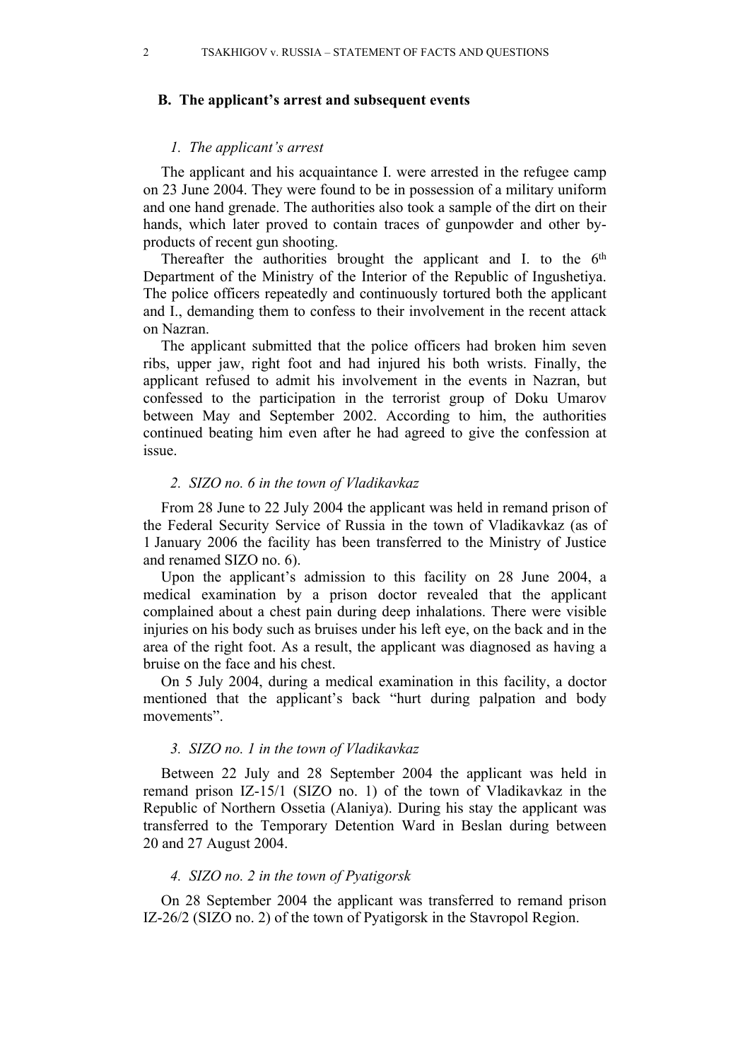## B. The applicant's arrest and subsequent events

### *1. The applicant's arrest*

The applicant and his acquaintance I. were arrested in the refugee camp on 23 June 2004. They were found to be in possession of a military uniform and one hand grenade. The authorities also took a sample of the dirt on their hands, which later proved to contain traces of gunpowder and other by-products of recent gun shooting.

Thereafter the authorities brought the applicant and I. to the 6th Department of the Ministry of the Interior of the Republic of Ingushetiya. The police officers repeatedly and continuously tortured both the applicant and I., demanding them to confess to their involvement in the recent attack on Nazran.

The applicant submitted that the police officers had broken him seven ribs, upper jaw, right foot and had injured his both wrists. Finally, the applicant refused to admit his involvement in the events in Nazran, but confessed to the participation in the terrorist group of Doku Umarov between May and September 2002. According to him, the authorities continued beating him even after he had agreed to give the confession at issue.

### *2. SIZO no. 6 in the town of Vladikavkaz*

From 28 June to 22 July 2004 the applicant was held in remand prison of the Federal Security Service of Russia in the town of Vladikavkaz (as of 1 January 2006 the facility has been transferred to the Ministry of Justice and renamed SIZO no. 6).

Upon the applicant's admission to this facility on 28 June 2004, a medical examination by a prison doctor revealed that the applicant complained about a chest pain during deep inhalations. There were visible injuries on his body such as bruises under his left eye, on the back and in the area of the right foot. As a result, the applicant was diagnosed as having a bruise on the face and his chest.

On 5 July 2004, during a medical examination in this facility, a doctor mentioned that the applicant's back "hurt during palpation and body movements".

### *3. SIZO no. 1 in the town of Vladikavkaz*

Between 22 July and 28 September 2004 the applicant was held in remand prison IZ-15/1 (SIZO no. 1) of the town of Vladikavkaz in the Republic of Northern Ossetia (Alaniya). During his stay the applicant was transferred to the Temporary Detention Ward in Beslan during between 20 and 27 August 2004.

### *4. SIZO no. 2 in the town of Pyatigorsk*

On 28 September 2004 the applicant was transferred to remand prison IZ-26/2 (SIZO no. 2) of the town of Pyatigorsk in the Stavropol Region.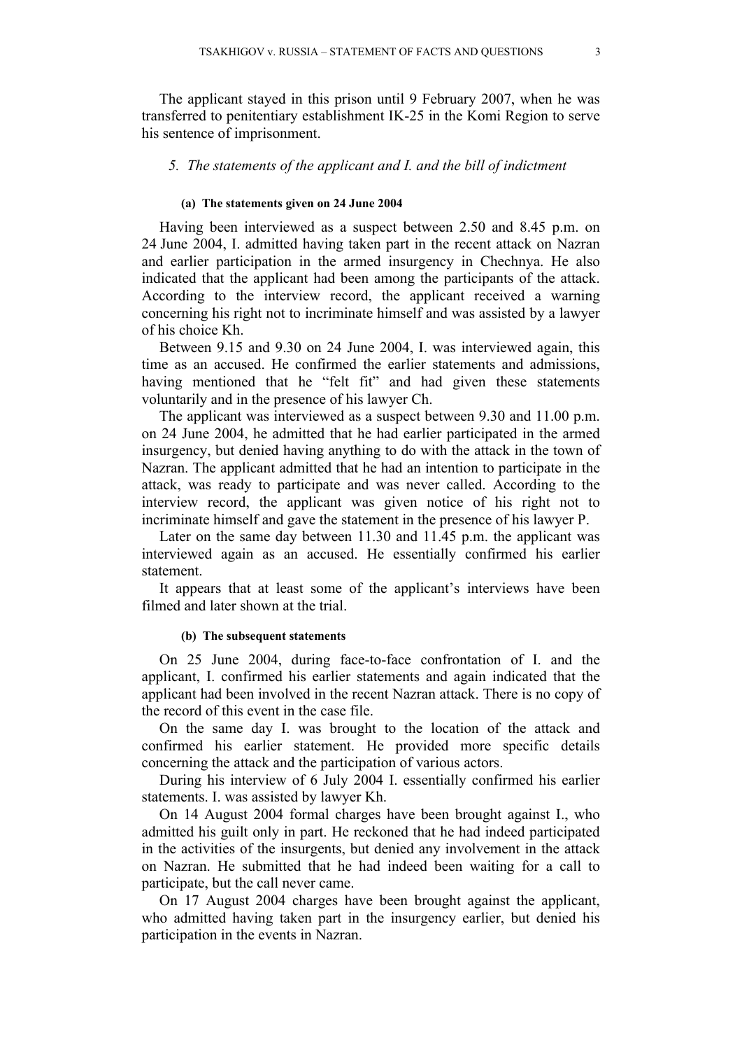The applicant stayed in this prison until 9 February 2007, when he was transferred to penitentiary establishment IK-25 in the Komi Region to serve his sentence of imprisonment.

### *5. The statements of the applicant and I. and the bill of indictment*

#### (a) The statements given on 24 June 2004

Having been interviewed as a suspect between 2.50 and 8.45 p.m. on 24 June 2004, I. admitted having taken part in the recent attack on Nazran and earlier participation in the armed insurgency in Chechnya. He also indicated that the applicant had been among the participants of the attack. According to the interview record, the applicant received a warning concerning his right not to incriminate himself and was assisted by a lawyer of his choice Kh.

Between 9.15 and 9.30 on 24 June 2004, I. was interviewed again, this time as an accused. He confirmed the earlier statements and admissions, having mentioned that he "felt fit" and had given these statements voluntarily and in the presence of his lawyer Ch.

The applicant was interviewed as a suspect between 9.30 and 11.00 p.m. on 24 June 2004, he admitted that he had earlier participated in the armed insurgency, but denied having anything to do with the attack in the town of Nazran. The applicant admitted that he had an intention to participate in the attack, was ready to participate and was never called. According to the interview record, the applicant was given notice of his right not to incriminate himself and gave the statement in the presence of his lawyer P.

Later on the same day between 11.30 and 11.45 p.m. the applicant was interviewed again as an accused. He essentially confirmed his earlier statement.

It appears that at least some of the applicant's interviews have been filmed and later shown at the trial.

#### (b) The subsequent statements

On 25 June 2004, during face-to-face confrontation of I. and the applicant, I. confirmed his earlier statements and again indicated that the applicant had been involved in the recent Nazran attack. There is no copy of the record of this event in the case file.

On the same day I. was brought to the location of the attack and confirmed his earlier statement. He provided more specific details concerning the attack and the participation of various actors.

During his interview of 6 July 2004 I. essentially confirmed his earlier statements. I. was assisted by lawyer Kh.

On 14 August 2004 formal charges have been brought against I., who admitted his guilt only in part. He reckoned that he had indeed participated in the activities of the insurgents, but denied any involvement in the attack on Nazran. He submitted that he had indeed been waiting for a call to participate, but the call never came.

On 17 August 2004 charges have been brought against the applicant, who admitted having taken part in the insurgency earlier, but denied his participation in the events in Nazran.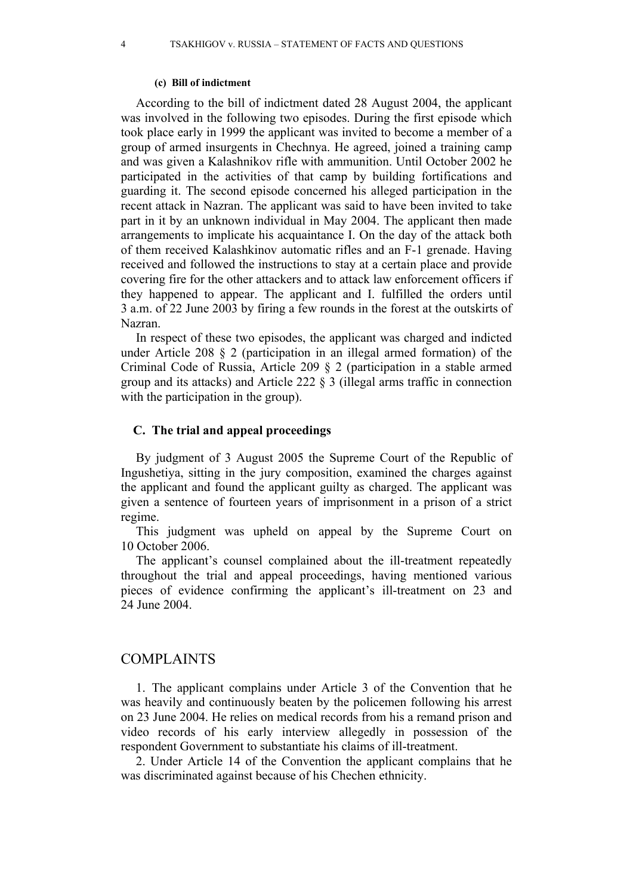#### (c) Bill of indictment

According to the bill of indictment dated 28 August 2004, the applicant was involved in the following two episodes. During the first episode which took place early in 1999 the applicant was invited to become a member of a group of armed insurgents in Chechnya. He agreed, joined a training camp and was given a Kalashnikov rifle with ammunition. Until October 2002 he participated in the activities of that camp by building fortifications and guarding it. The second episode concerned his alleged participation in the recent attack in Nazran. The applicant was said to have been invited to take part in it by an unknown individual in May 2004. The applicant then made arrangements to implicate his acquaintance I. On the day of the attack both of them received Kalashkinov automatic rifles and an F-1 grenade. Having received and followed the instructions to stay at a certain place and provide covering fire for the other attackers and to attack law enforcement officers if they happened to appear. The applicant and I. fulfilled the orders until 3 a.m. of 22 June 2003 by firing a few rounds in the forest at the outskirts of Nazran.

In respect of these two episodes, the applicant was charged and indicted under Article 208 § 2 (participation in an illegal armed formation) of the Criminal Code of Russia, Article 209 § 2 (participation in a stable armed group and its attacks) and Article 222 § 3 (illegal arms traffic in connection with the participation in the group).

### C. The trial and appeal proceedings

By judgment of 3 August 2005 the Supreme Court of the Republic of Ingushetiya, sitting in the jury composition, examined the charges against the applicant and found the applicant guilty as charged. The applicant was given a sentence of fourteen years of imprisonment in a prison of a strict regime.

This judgment was upheld on appeal by the Supreme Court on 10 October 2006.

The applicant's counsel complained about the ill-treatment repeatedly throughout the trial and appeal proceedings, having mentioned various pieces of evidence confirming the applicant's ill-treatment on 23 and 24 June 2004.

## COMPLAINTS

1. The applicant complains under Article 3 of the Convention that he was heavily and continuously beaten by the policemen following his arrest on 23 June 2004. He relies on medical records from his a remand prison and video records of his early interview allegedly in possession of the respondent Government to substantiate his claims of ill-treatment.

2. Under Article 14 of the Convention the applicant complains that he was discriminated against because of his Chechen ethnicity.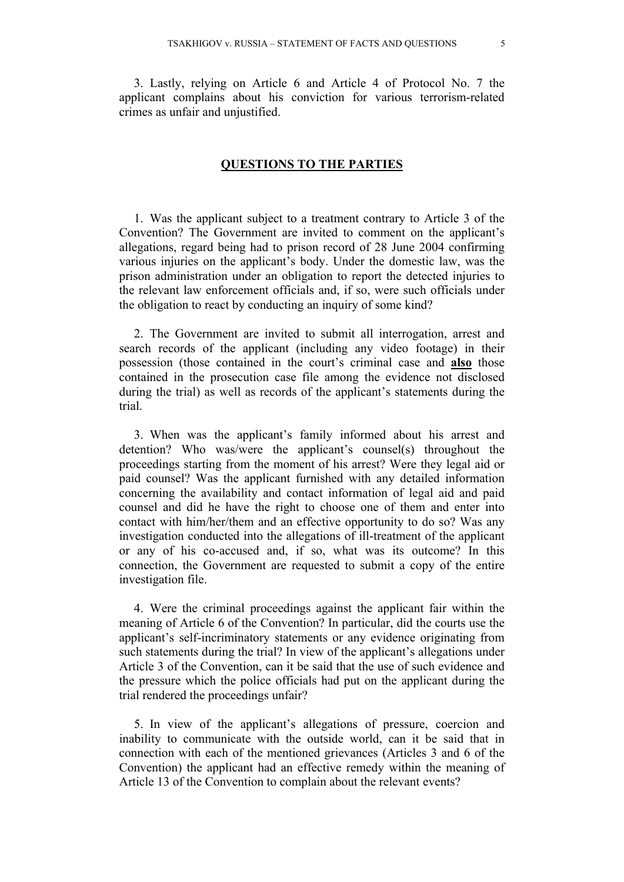3. Lastly, relying on Article 6 and Article 4 of Protocol No. 7 the applicant complains about his conviction for various terrorism-related crimes as unfair and unjustified.

## QUESTIONS TO THE PARTIES

1. Was the applicant subject to a treatment contrary to Article 3 of the Convention? The Government are invited to comment on the applicant's allegations, regard being had to prison record of 28 June 2004 confirming various injuries on the applicant's body. Under the domestic law, was the prison administration under an obligation to report the detected injuries to the relevant law enforcement officials and, if so, were such officials under the obligation to react by conducting an inquiry of some kind?

2. The Government are invited to submit all interrogation, arrest and search records of the applicant (including any video footage) in their possession (those contained in the court's criminal case and **also** those contained in the prosecution case file among the evidence not disclosed during the trial) as well as records of the applicant's statements during the trial.

3. When was the applicant's family informed about his arrest and detention? Who was/were the applicant's counsel(s) throughout the proceedings starting from the moment of his arrest? Were they legal aid or paid counsel? Was the applicant furnished with any detailed information concerning the availability and contact information of legal aid and paid counsel and did he have the right to choose one of them and enter into contact with him/her/them and an effective opportunity to do so? Was any investigation conducted into the allegations of ill-treatment of the applicant or any of his co-accused and, if so, what was its outcome? In this connection, the Government are requested to submit a copy of the entire investigation file.

4. Were the criminal proceedings against the applicant fair within the meaning of Article 6 of the Convention? In particular, did the courts use the applicant's self-incriminatory statements or any evidence originating from such statements during the trial? In view of the applicant's allegations under Article 3 of the Convention, can it be said that the use of such evidence and the pressure which the police officials had put on the applicant during the trial rendered the proceedings unfair?

5. In view of the applicant's allegations of pressure, coercion and inability to communicate with the outside world, can it be said that in connection with each of the mentioned grievances (Articles 3 and 6 of the Convention) the applicant had an effective remedy within the meaning of Article 13 of the Convention to complain about the relevant events?